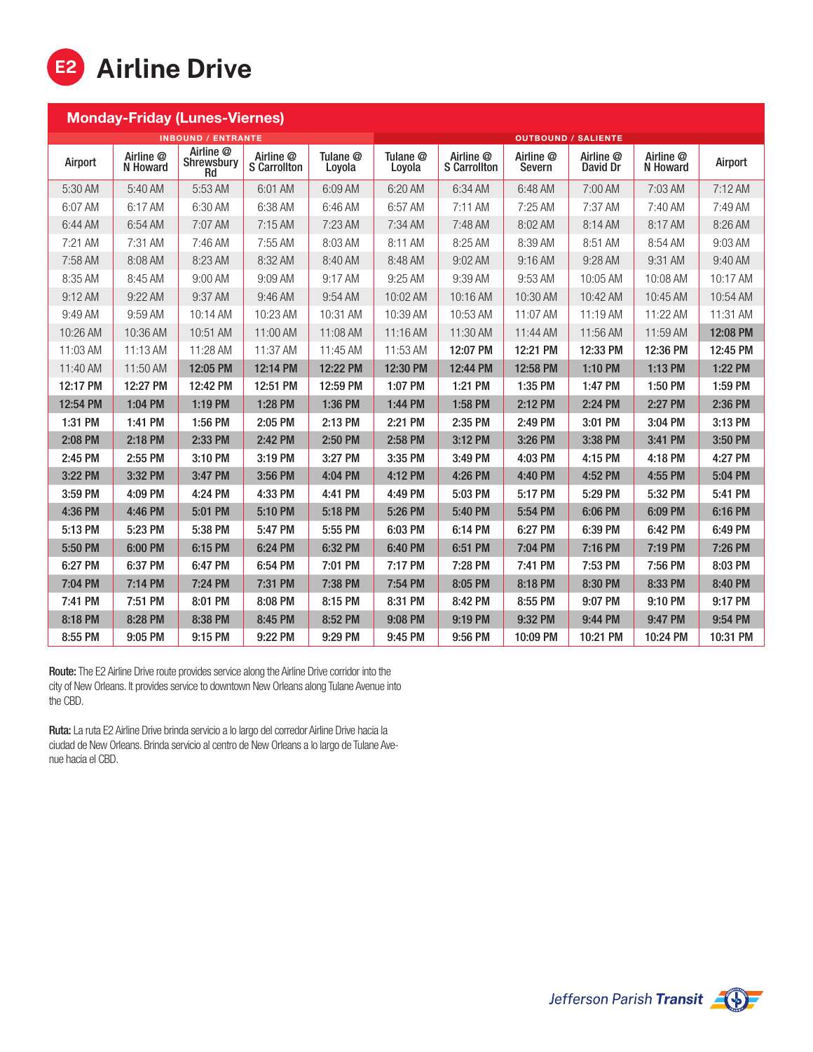# E2 Airline Drive

## Monday-Friday (Lunes-Viernes)

| INBOUND / ENTRANTE | | | | | OUTBOUND / SALIENTE | | | | | |
|---|---|---|---|---|---|---|---|---|---|---|
| Airport | Airline @ N Howard | Airline @ Shrewsbury Rd | Airline @ S Carrollton | Tulane @ Loyola | Tulane @ Loyola | Airline @ S Carrollton | Airline @ Severn | Airline @ David Dr | Airline @ N Howard | Airport |
| 5:30 AM | 5:40 AM | 5:53 AM | 6:01 AM | 6:09 AM | 6:20 AM | 6:34 AM | 6:48 AM | 7:00 AM | 7:03 AM | 7:12 AM |
| 6:07 AM | 6:17 AM | 6:30 AM | 6:38 AM | 6:46 AM | 6:57 AM | 7:11 AM | 7:25 AM | 7:37 AM | 7:40 AM | 7:49 AM |
| 6:44 AM | 6:54 AM | 7:07 AM | 7:15 AM | 7:23 AM | 7:34 AM | 7:48 AM | 8:02 AM | 8:14 AM | 8:17 AM | 8:26 AM |
| 7:21 AM | 7:31 AM | 7:46 AM | 7:55 AM | 8:03 AM | 8:11 AM | 8:25 AM | 8:39 AM | 8:51 AM | 8:54 AM | 9:03 AM |
| 7:58 AM | 8:08 AM | 8:23 AM | 8:32 AM | 8:40 AM | 8:48 AM | 9:02 AM | 9:16 AM | 9:28 AM | 9:31 AM | 9:40 AM |
| 8:35 AM | 8:45 AM | 9:00 AM | 9:09 AM | 9:17 AM | 9:25 AM | 9:39 AM | 9:53 AM | 10:05 AM | 10:08 AM | 10:17 AM |
| 9:12 AM | 9:22 AM | 9:37 AM | 9:46 AM | 9:54 AM | 10:02 AM | 10:16 AM | 10:30 AM | 10:42 AM | 10:45 AM | 10:54 AM |
| 9:49 AM | 9:59 AM | 10:14 AM | 10:23 AM | 10:31 AM | 10:39 AM | 10:53 AM | 11:07 AM | 11:19 AM | 11:22 AM | 11:31 AM |
| 10:26 AM | 10:36 AM | 10:51 AM | 11:00 AM | 11:08 AM | 11:16 AM | 11:30 AM | 11:44 AM | 11:56 AM | 11:59 AM | **12:08 PM** |
| 11:03 AM | 11:13 AM | 11:28 AM | 11:37 AM | 11:45 AM | 11:53 AM | **12:07 PM** | **12:21 PM** | **12:33 PM** | **12:36 PM** | **12:45 PM** |
| 11:40 AM | 11:50 AM | **12:05 PM** | **12:14 PM** | **12:22 PM** | **12:30 PM** | **12:44 PM** | **12:58 PM** | **1:10 PM** | **1:13 PM** | **1:22 PM** |
| **12:17 PM** | **12:27 PM** | **12:42 PM** | **12:51 PM** | **12:59 PM** | **1:07 PM** | **1:21 PM** | **1:35 PM** | **1:47 PM** | **1:50 PM** | **1:59 PM** |
| **12:54 PM** | **1:04 PM** | **1:19 PM** | **1:28 PM** | **1:36 PM** | **1:44 PM** | **1:58 PM** | **2:12 PM** | **2:24 PM** | **2:27 PM** | **2:36 PM** |
| **1:31 PM** | **1:41 PM** | **1:56 PM** | **2:05 PM** | **2:13 PM** | **2:21 PM** | **2:35 PM** | **2:49 PM** | **3:01 PM** | **3:04 PM** | **3:13 PM** |
| **2:08 PM** | **2:18 PM** | **2:33 PM** | **2:42 PM** | **2:50 PM** | **2:58 PM** | **3:12 PM** | **3:26 PM** | **3:38 PM** | **3:41 PM** | **3:50 PM** |
| **2:45 PM** | **2:55 PM** | **3:10 PM** | **3:19 PM** | **3:27 PM** | **3:35 PM** | **3:49 PM** | **4:03 PM** | **4:15 PM** | **4:18 PM** | **4:27 PM** |
| **3:22 PM** | **3:32 PM** | **3:47 PM** | **3:56 PM** | **4:04 PM** | **4:12 PM** | **4:26 PM** | **4:40 PM** | **4:52 PM** | **4:55 PM** | **5:04 PM** |
| **3:59 PM** | **4:09 PM** | **4:24 PM** | **4:33 PM** | **4:41 PM** | **4:49 PM** | **5:03 PM** | **5:17 PM** | **5:29 PM** | **5:32 PM** | **5:41 PM** |
| **4:36 PM** | **4:46 PM** | **5:01 PM** | **5:10 PM** | **5:18 PM** | **5:26 PM** | **5:40 PM** | **5:54 PM** | **6:06 PM** | **6:09 PM** | **6:16 PM** |
| **5:13 PM** | **5:23 PM** | **5:38 PM** | **5:47 PM** | **5:55 PM** | **6:03 PM** | **6:14 PM** | **6:27 PM** | **6:39 PM** | **6:42 PM** | **6:49 PM** |
| **5:50 PM** | **6:00 PM** | **6:15 PM** | **6:24 PM** | **6:32 PM** | **6:40 PM** | **6:51 PM** | **7:04 PM** | **7:16 PM** | **7:19 PM** | **7:26 PM** |
| **6:27 PM** | **6:37 PM** | **6:47 PM** | **6:54 PM** | **7:01 PM** | **7:17 PM** | **7:28 PM** | **7:41 PM** | **7:53 PM** | **7:56 PM** | **8:03 PM** |
| **7:04 PM** | **7:14 PM** | **7:24 PM** | **7:31 PM** | **7:38 PM** | **7:54 PM** | **8:05 PM** | **8:18 PM** | **8:30 PM** | **8:33 PM** | **8:40 PM** |
| **7:41 PM** | **7:51 PM** | **8:01 PM** | **8:08 PM** | **8:15 PM** | **8:31 PM** | **8:42 PM** | **8:55 PM** | **9:07 PM** | **9:10 PM** | **9:17 PM** |
| **8:18 PM** | **8:28 PM** | **8:38 PM** | **8:45 PM** | **8:52 PM** | **9:08 PM** | **9:19 PM** | **9:32 PM** | **9:44 PM** | **9:47 PM** | **9:54 PM** |
| **8:55 PM** | **9:05 PM** | **9:15 PM** | **9:22 PM** | **9:29 PM** | **9:45 PM** | **9:56 PM** | **10:09 PM** | **10:21 PM** | **10:24 PM** | **10:31 PM** |

**Route:** The E2 Airline Drive route provides service along the Airline Drive corridor into the city of New Orleans. It provides service to downtown New Orleans along Tulane Avenue into the CBD.

**Ruta:** La ruta E2 Airline Drive brinda servicio a lo largo del corredor Airline Drive hacia la ciudad de New Orleans. Brinda servicio al centro de New Orleans a lo largo de Tulane Avenue hacia el CBD.

Jefferson Parish **Transit**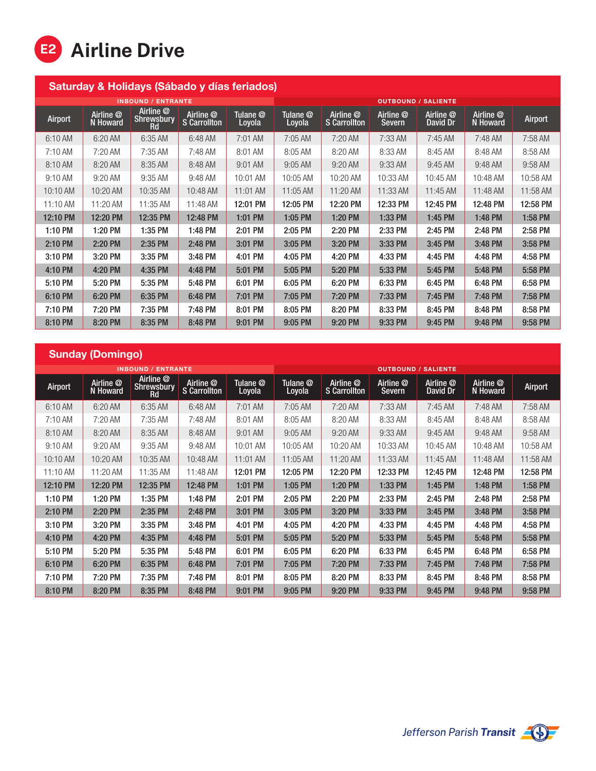# E2 Airline Drive

## Saturday & Holidays (Sábado y días feriados)

| INBOUND / ENTRANTE | | | | | OUTBOUND / SALIENTE | | | | | |
|---|---|---|---|---|---|---|---|---|---|---|
| Airport | Airline @ N Howard | Airline @ Shrewsbury Rd | Airline @ S Carrollton | Tulane @ Loyola | Tulane @ Loyola | Airline @ S Carrollton | Airline @ Severn | Airline @ David Dr | Airline @ N Howard | Airport |
| 6:10 AM | 6:20 AM | 6:35 AM | 6:48 AM | 7:01 AM | 7:05 AM | 7:20 AM | 7:33 AM | 7:45 AM | 7:48 AM | 7:58 AM |
| 7:10 AM | 7:20 AM | 7:35 AM | 7:48 AM | 8:01 AM | 8:05 AM | 8:20 AM | 8:33 AM | 8:45 AM | 8:48 AM | 8:58 AM |
| 8:10 AM | 8:20 AM | 8:35 AM | 8:48 AM | 9:01 AM | 9:05 AM | 9:20 AM | 9:33 AM | 9:45 AM | 9:48 AM | 9:58 AM |
| 9:10 AM | 9:20 AM | 9:35 AM | 9:48 AM | 10:01 AM | 10:05 AM | 10:20 AM | 10:33 AM | 10:45 AM | 10:48 AM | 10:58 AM |
| 10:10 AM | 10:20 AM | 10:35 AM | 10:48 AM | 11:01 AM | 11:05 AM | 11:20 AM | 11:33 AM | 11:45 AM | 11:48 AM | 11:58 AM |
| 11:10 AM | 11:20 AM | 11:35 AM | 11:48 AM | **12:01 PM** | **12:05 PM** | **12:20 PM** | **12:33 PM** | **12:45 PM** | **12:48 PM** | **12:58 PM** |
| **12:10 PM** | **12:20 PM** | **12:35 PM** | **12:48 PM** | **1:01 PM** | **1:05 PM** | **1:20 PM** | **1:33 PM** | **1:45 PM** | **1:48 PM** | **1:58 PM** |
| **1:10 PM** | **1:20 PM** | **1:35 PM** | **1:48 PM** | **2:01 PM** | **2:05 PM** | **2:20 PM** | **2:33 PM** | **2:45 PM** | **2:48 PM** | **2:58 PM** |
| **2:10 PM** | **2:20 PM** | **2:35 PM** | **2:48 PM** | **3:01 PM** | **3:05 PM** | **3:20 PM** | **3:33 PM** | **3:45 PM** | **3:48 PM** | **3:58 PM** |
| **3:10 PM** | **3:20 PM** | **3:35 PM** | **3:48 PM** | **4:01 PM** | **4:05 PM** | **4:20 PM** | **4:33 PM** | **4:45 PM** | **4:48 PM** | **4:58 PM** |
| **4:10 PM** | **4:20 PM** | **4:35 PM** | **4:48 PM** | **5:01 PM** | **5:05 PM** | **5:20 PM** | **5:33 PM** | **5:45 PM** | **5:48 PM** | **5:58 PM** |
| **5:10 PM** | **5:20 PM** | **5:35 PM** | **5:48 PM** | **6:01 PM** | **6:05 PM** | **6:20 PM** | **6:33 PM** | **6:45 PM** | **6:48 PM** | **6:58 PM** |
| **6:10 PM** | **6:20 PM** | **6:35 PM** | **6:48 PM** | **7:01 PM** | **7:05 PM** | **7:20 PM** | **7:33 PM** | **7:45 PM** | **7:48 PM** | **7:58 PM** |
| **7:10 PM** | **7:20 PM** | **7:35 PM** | **7:48 PM** | **8:01 PM** | **8:05 PM** | **8:20 PM** | **8:33 PM** | **8:45 PM** | **8:48 PM** | **8:58 PM** |
| **8:10 PM** | **8:20 PM** | **8:35 PM** | **8:48 PM** | **9:01 PM** | **9:05 PM** | **9:20 PM** | **9:33 PM** | **9:45 PM** | **9:48 PM** | **9:58 PM** |

## Sunday (Domingo)

| INBOUND / ENTRANTE | | | | | OUTBOUND / SALIENTE | | | | | |
|---|---|---|---|---|---|---|---|---|---|---|
| Airport | Airline @ N Howard | Airline @ Shrewsbury Rd | Airline @ S Carrollton | Tulane @ Loyola | Tulane @ Loyola | Airline @ S Carrollton | Airline @ Severn | Airline @ David Dr | Airline @ N Howard | Airport |
| 6:10 AM | 6:20 AM | 6:35 AM | 6:48 AM | 7:01 AM | 7:05 AM | 7:20 AM | 7:33 AM | 7:45 AM | 7:48 AM | 7:58 AM |
| 7:10 AM | 7:20 AM | 7:35 AM | 7:48 AM | 8:01 AM | 8:05 AM | 8:20 AM | 8:33 AM | 8:45 AM | 8:48 AM | 8:58 AM |
| 8:10 AM | 8:20 AM | 8:35 AM | 8:48 AM | 9:01 AM | 9:05 AM | 9:20 AM | 9:33 AM | 9:45 AM | 9:48 AM | 9:58 AM |
| 9:10 AM | 9:20 AM | 9:35 AM | 9:48 AM | 10:01 AM | 10:05 AM | 10:20 AM | 10:33 AM | 10:45 AM | 10:48 AM | 10:58 AM |
| 10:10 AM | 10:20 AM | 10:35 AM | 10:48 AM | 11:01 AM | 11:05 AM | 11:20 AM | 11:33 AM | 11:45 AM | 11:48 AM | 11:58 AM |
| 11:10 AM | 11:20 AM | 11:35 AM | 11:48 AM | **12:01 PM** | **12:05 PM** | **12:20 PM** | **12:33 PM** | **12:45 PM** | **12:48 PM** | **12:58 PM** |
| **12:10 PM** | **12:20 PM** | **12:35 PM** | **12:48 PM** | **1:01 PM** | **1:05 PM** | **1:20 PM** | **1:33 PM** | **1:45 PM** | **1:48 PM** | **1:58 PM** |
| **1:10 PM** | **1:20 PM** | **1:35 PM** | **1:48 PM** | **2:01 PM** | **2:05 PM** | **2:20 PM** | **2:33 PM** | **2:45 PM** | **2:48 PM** | **2:58 PM** |
| **2:10 PM** | **2:20 PM** | **2:35 PM** | **2:48 PM** | **3:01 PM** | **3:05 PM** | **3:20 PM** | **3:33 PM** | **3:45 PM** | **3:48 PM** | **3:58 PM** |
| **3:10 PM** | **3:20 PM** | **3:35 PM** | **3:48 PM** | **4:01 PM** | **4:05 PM** | **4:20 PM** | **4:33 PM** | **4:45 PM** | **4:48 PM** | **4:58 PM** |
| **4:10 PM** | **4:20 PM** | **4:35 PM** | **4:48 PM** | **5:01 PM** | **5:05 PM** | **5:20 PM** | **5:33 PM** | **5:45 PM** | **5:48 PM** | **5:58 PM** |
| **5:10 PM** | **5:20 PM** | **5:35 PM** | **5:48 PM** | **6:01 PM** | **6:05 PM** | **6:20 PM** | **6:33 PM** | **6:45 PM** | **6:48 PM** | **6:58 PM** |
| **6:10 PM** | **6:20 PM** | **6:35 PM** | **6:48 PM** | **7:01 PM** | **7:05 PM** | **7:20 PM** | **7:33 PM** | **7:45 PM** | **7:48 PM** | **7:58 PM** |
| **7:10 PM** | **7:20 PM** | **7:35 PM** | **7:48 PM** | **8:01 PM** | **8:05 PM** | **8:20 PM** | **8:33 PM** | **8:45 PM** | **8:48 PM** | **8:58 PM** |
| **8:10 PM** | **8:20 PM** | **8:35 PM** | **8:48 PM** | **9:01 PM** | **9:05 PM** | **9:20 PM** | **9:33 PM** | **9:45 PM** | **9:48 PM** | **9:58 PM** |

*Jefferson Parish* ***Transit***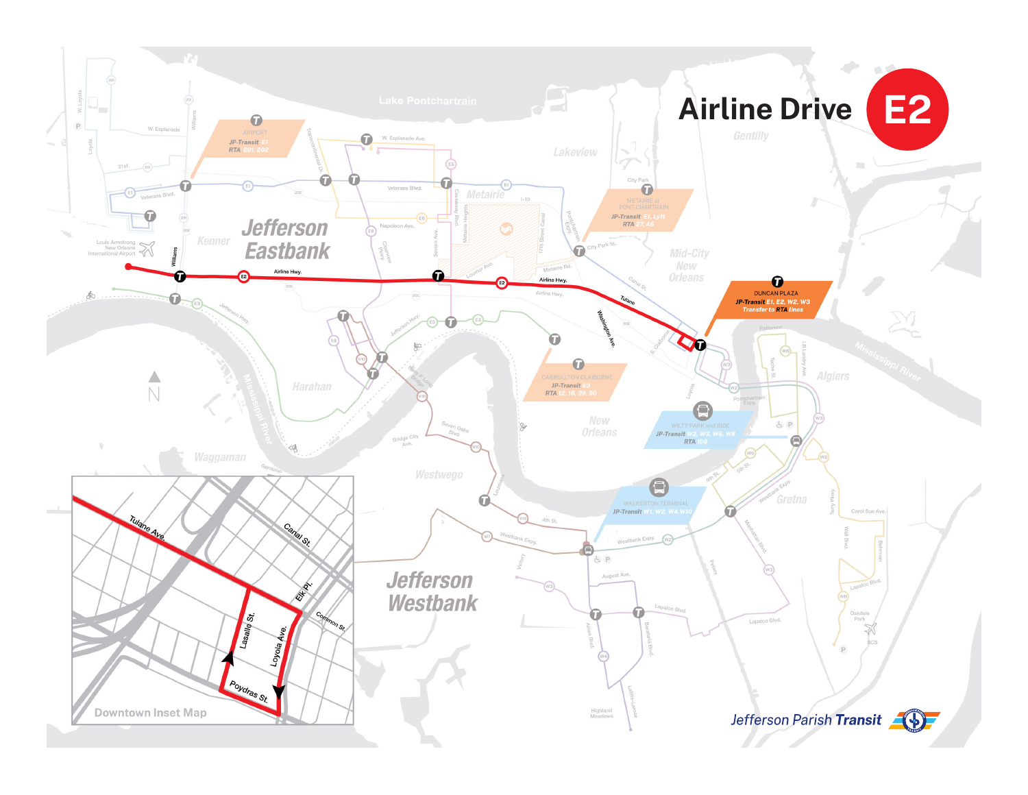# Airline Drive E2

AIRPORT
JP-Transit E1
RTA 201, 202

METAIRIE at PONTCHARTRAIN
JP-Transit E1, Lyft
RTA 27, 45

DUNCAN PLAZA
JP-Transit E1, E2, W2, W3
Transfer to RTA lines

CARROLLTON CLAIBORNE
JP-Transit E3
RTA 12, 16, 39, 90

WILTY PARK and RIDE
JP-Transit W2, W3, W6, W8
RTA 108

WALKERTON TERMINAL
JP-Transit W1, W2, W4, W10

Downtown Inset Map

Tulane Ave.
Canal St.
Elk Pl.
Common St.
Lasalle St.
Loyola Ave.
Poydras St.

Jefferson Parish Transit